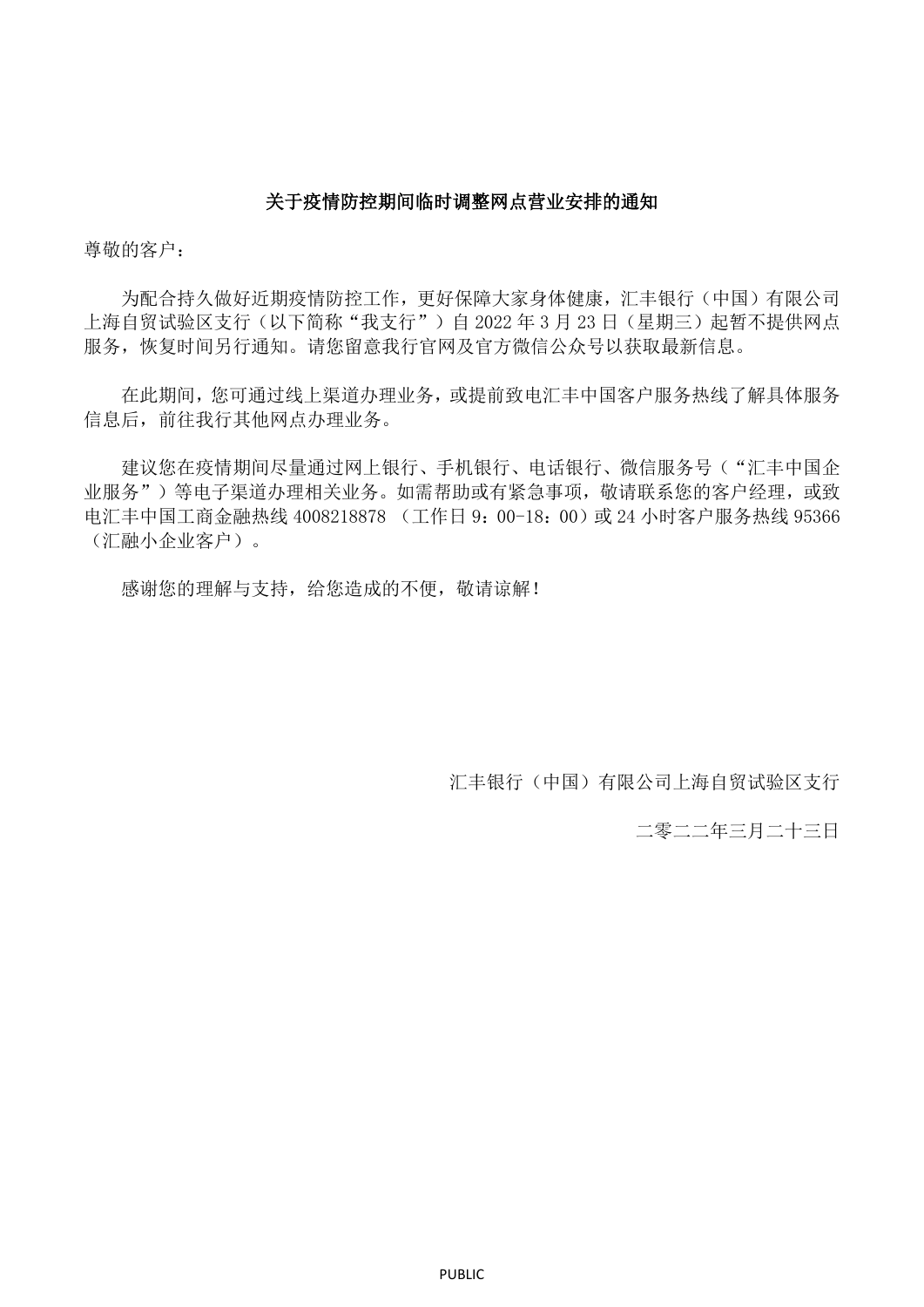**关于疫情防控期间临时调整网点营业安排的通知**

尊敬的客户：

为配合持久做好近期疫情防控工作，更好保障大家身体健康，汇丰银行（中国）有限公司上海自贸试验区支行（以下简称“我支行”）自 2022 年 3 月 23 日（星期三）起暂不提供网点服务，恢复时间另行通知。请您留意我行官网及官方微信公众号以获取最新信息。

在此期间，您可通过线上渠道办理业务，或提前致电汇丰中国客户服务热线了解具体服务信息后，前往我行其他网点办理业务。

建议您在疫情期间尽量通过网上银行、手机银行、电话银行、微信服务号（“汇丰中国企业服务”）等电子渠道办理相关业务。如需帮助或有紧急事项，敬请联系您的客户经理，或致电汇丰中国工商金融热线 4008218878 （工作日 9：00-18：00）或 24 小时客户服务热线 95366（汇融小企业客户）。

感谢您的理解与支持，给您造成的不便，敬请谅解！

汇丰银行（中国）有限公司上海自贸试验区支行

二零二二年三月二十三日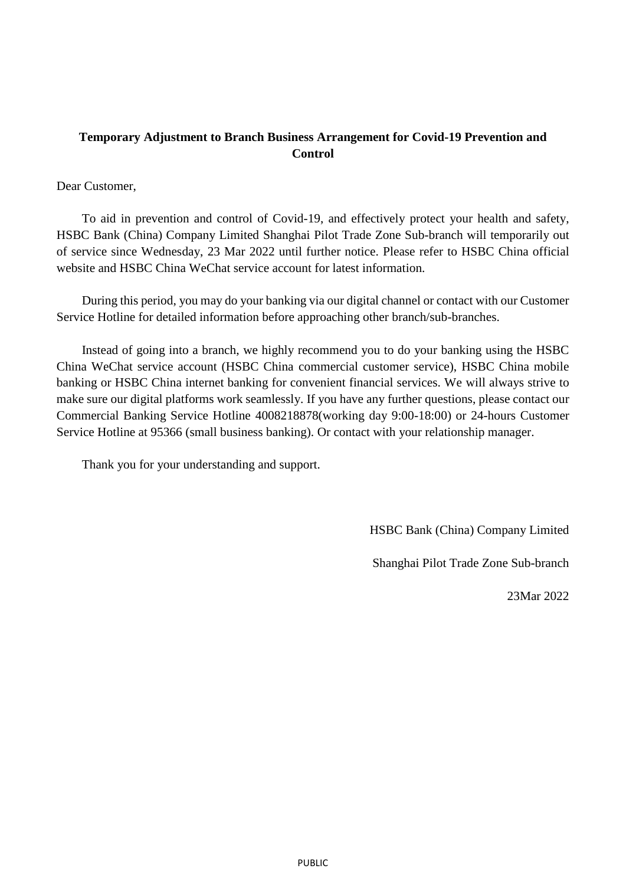**Temporary Adjustment to Branch Business Arrangement for Covid-19 Prevention and Control**

Dear Customer,

To aid in prevention and control of Covid-19, and effectively protect your health and safety, HSBC Bank (China) Company Limited Shanghai Pilot Trade Zone Sub-branch will temporarily out of service since Wednesday, 23 Mar 2022 until further notice. Please refer to HSBC China official website and HSBC China WeChat service account for latest information.

During this period, you may do your banking via our digital channel or contact with our Customer Service Hotline for detailed information before approaching other branch/sub-branches.

Instead of going into a branch, we highly recommend you to do your banking using the HSBC China WeChat service account (HSBC China commercial customer service), HSBC China mobile banking or HSBC China internet banking for convenient financial services. We will always strive to make sure our digital platforms work seamlessly. If you have any further questions, please contact our Commercial Banking Service Hotline 4008218878(working day 9:00-18:00) or 24-hours Customer Service Hotline at 95366 (small business banking). Or contact with your relationship manager.

Thank you for your understanding and support.

HSBC Bank (China) Company Limited

Shanghai Pilot Trade Zone Sub-branch

23Mar 2022

PUBLIC